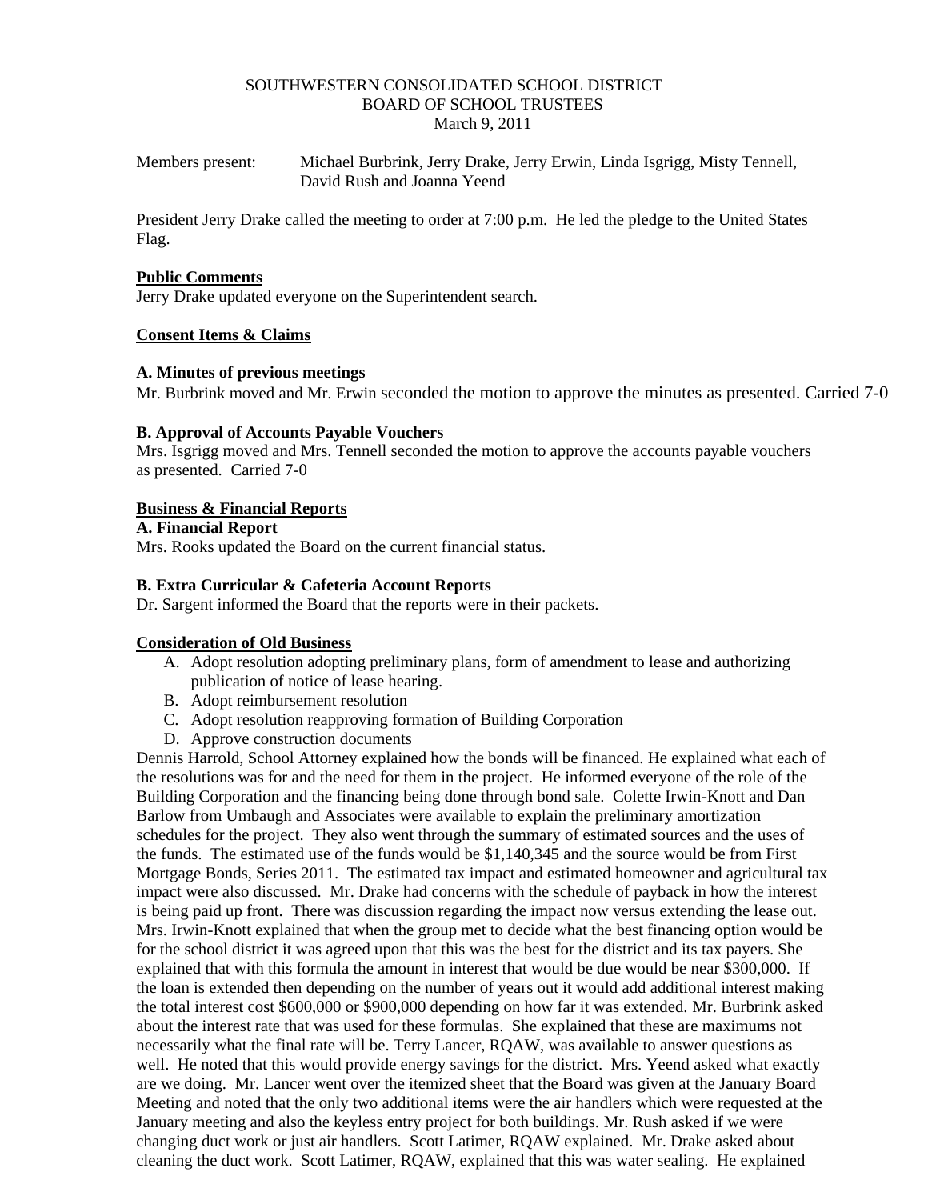SOUTHWESTERN CONSOLIDATED SCHOOL DISTRICT
BOARD OF SCHOOL TRUSTEES
March 9, 2011

Members present: Michael Burbrink, Jerry Drake, Jerry Erwin, Linda Isgrigg, Misty Tennell, David Rush and Joanna Yeend

President Jerry Drake called the meeting to order at 7:00 p.m. He led the pledge to the United States Flag.

**Public Comments**

Jerry Drake updated everyone on the Superintendent search.

**Consent Items & Claims**

**A. Minutes of previous meetings**

Mr. Burbrink moved and Mr. Erwin seconded the motion to approve the minutes as presented. Carried 7-0

**B. Approval of Accounts Payable Vouchers**

Mrs. Isgrigg moved and Mrs. Tennell seconded the motion to approve the accounts payable vouchers as presented. Carried 7-0

**Business & Financial Reports**

**A. Financial Report**

Mrs. Rooks updated the Board on the current financial status.

**B. Extra Curricular & Cafeteria Account Reports**

Dr. Sargent informed the Board that the reports were in their packets.

**Consideration of Old Business**

A. Adopt resolution adopting preliminary plans, form of amendment to lease and authorizing publication of notice of lease hearing.
B. Adopt reimbursement resolution
C. Adopt resolution reapproving formation of Building Corporation
D. Approve construction documents

Dennis Harrold, School Attorney explained how the bonds will be financed. He explained what each of the resolutions was for and the need for them in the project. He informed everyone of the role of the Building Corporation and the financing being done through bond sale. Colette Irwin-Knott and Dan Barlow from Umbaugh and Associates were available to explain the preliminary amortization schedules for the project. They also went through the summary of estimated sources and the uses of the funds. The estimated use of the funds would be $1,140,345 and the source would be from First Mortgage Bonds, Series 2011. The estimated tax impact and estimated homeowner and agricultural tax impact were also discussed. Mr. Drake had concerns with the schedule of payback in how the interest is being paid up front. There was discussion regarding the impact now versus extending the lease out. Mrs. Irwin-Knott explained that when the group met to decide what the best financing option would be for the school district it was agreed upon that this was the best for the district and its tax payers. She explained that with this formula the amount in interest that would be due would be near $300,000. If the loan is extended then depending on the number of years out it would add additional interest making the total interest cost $600,000 or $900,000 depending on how far it was extended. Mr. Burbrink asked about the interest rate that was used for these formulas. She explained that these are maximums not necessarily what the final rate will be. Terry Lancer, RQAW, was available to answer questions as well. He noted that this would provide energy savings for the district. Mrs. Yeend asked what exactly are we doing. Mr. Lancer went over the itemized sheet that the Board was given at the January Board Meeting and noted that the only two additional items were the air handlers which were requested at the January meeting and also the keyless entry project for both buildings. Mr. Rush asked if we were changing duct work or just air handlers. Scott Latimer, RQAW explained. Mr. Drake asked about cleaning the duct work. Scott Latimer, RQAW, explained that this was water sealing. He explained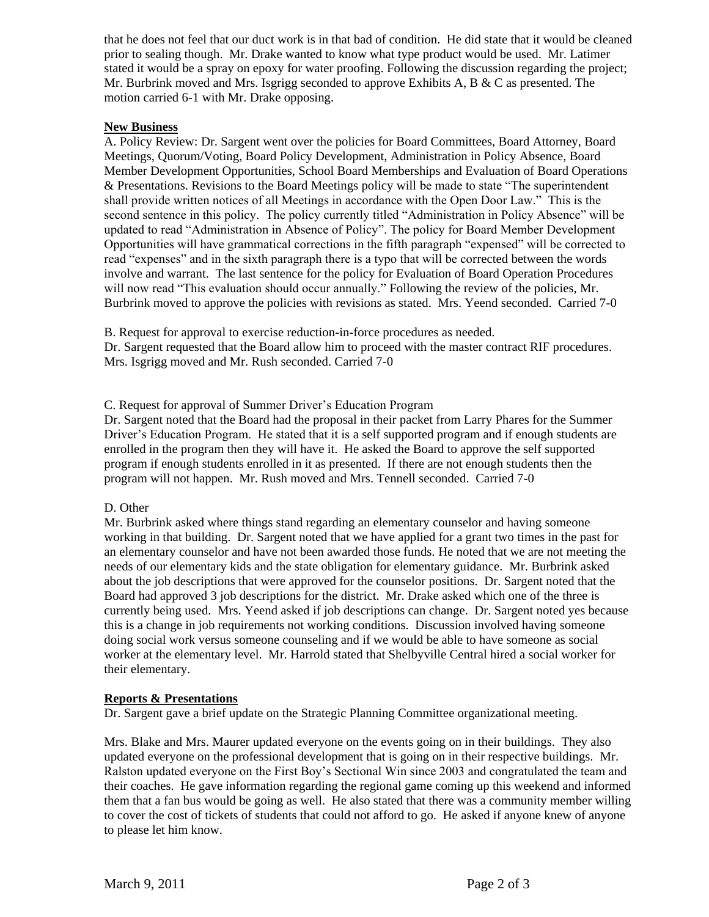that he does not feel that our duct work is in that bad of condition. He did state that it would be cleaned prior to sealing though. Mr. Drake wanted to know what type product would be used. Mr. Latimer stated it would be a spray on epoxy for water proofing. Following the discussion regarding the project; Mr. Burbrink moved and Mrs. Isgrigg seconded to approve Exhibits A, B & C as presented. The motion carried 6-1 with Mr. Drake opposing.

**New Business**

A. Policy Review: Dr. Sargent went over the policies for Board Committees, Board Attorney, Board Meetings, Quorum/Voting, Board Policy Development, Administration in Policy Absence, Board Member Development Opportunities, School Board Memberships and Evaluation of Board Operations & Presentations. Revisions to the Board Meetings policy will be made to state "The superintendent shall provide written notices of all Meetings in accordance with the Open Door Law." This is the second sentence in this policy. The policy currently titled "Administration in Policy Absence" will be updated to read "Administration in Absence of Policy". The policy for Board Member Development Opportunities will have grammatical corrections in the fifth paragraph "expensed" will be corrected to read "expenses" and in the sixth paragraph there is a typo that will be corrected between the words involve and warrant. The last sentence for the policy for Evaluation of Board Operation Procedures will now read "This evaluation should occur annually." Following the review of the policies, Mr. Burbrink moved to approve the policies with revisions as stated. Mrs. Yeend seconded. Carried 7-0

B. Request for approval to exercise reduction-in-force procedures as needed.
Dr. Sargent requested that the Board allow him to proceed with the master contract RIF procedures. Mrs. Isgrigg moved and Mr. Rush seconded. Carried 7-0

C. Request for approval of Summer Driver's Education Program
Dr. Sargent noted that the Board had the proposal in their packet from Larry Phares for the Summer Driver's Education Program. He stated that it is a self supported program and if enough students are enrolled in the program then they will have it. He asked the Board to approve the self supported program if enough students enrolled in it as presented. If there are not enough students then the program will not happen. Mr. Rush moved and Mrs. Tennell seconded. Carried 7-0

D. Other
Mr. Burbrink asked where things stand regarding an elementary counselor and having someone working in that building. Dr. Sargent noted that we have applied for a grant two times in the past for an elementary counselor and have not been awarded those funds. He noted that we are not meeting the needs of our elementary kids and the state obligation for elementary guidance. Mr. Burbrink asked about the job descriptions that were approved for the counselor positions. Dr. Sargent noted that the Board had approved 3 job descriptions for the district. Mr. Drake asked which one of the three is currently being used. Mrs. Yeend asked if job descriptions can change. Dr. Sargent noted yes because this is a change in job requirements not working conditions. Discussion involved having someone doing social work versus someone counseling and if we would be able to have someone as social worker at the elementary level. Mr. Harrold stated that Shelbyville Central hired a social worker for their elementary.

**Reports & Presentations**

Dr. Sargent gave a brief update on the Strategic Planning Committee organizational meeting.

Mrs. Blake and Mrs. Maurer updated everyone on the events going on in their buildings. They also updated everyone on the professional development that is going on in their respective buildings. Mr. Ralston updated everyone on the First Boy's Sectional Win since 2003 and congratulated the team and their coaches. He gave information regarding the regional game coming up this weekend and informed them that a fan bus would be going as well. He also stated that there was a community member willing to cover the cost of tickets of students that could not afford to go. He asked if anyone knew of anyone to please let him know.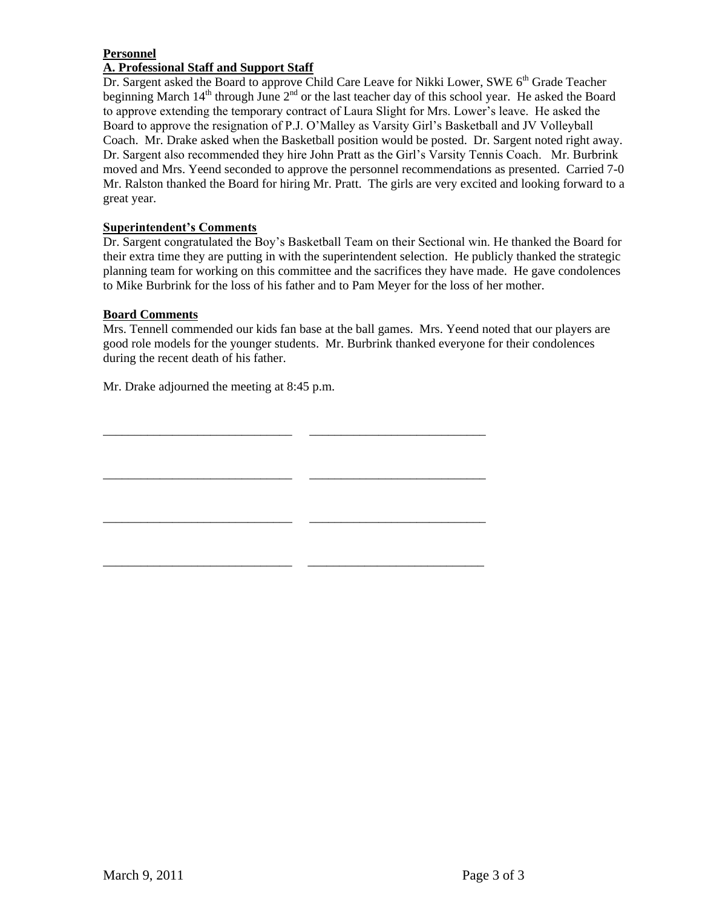**Personnel**

**A. Professional Staff and Support Staff**

Dr. Sargent asked the Board to approve Child Care Leave for Nikki Lower, SWE 6th Grade Teacher beginning March 14th through June 2nd or the last teacher day of this school year. He asked the Board to approve extending the temporary contract of Laura Slight for Mrs. Lower's leave. He asked the Board to approve the resignation of P.J. O'Malley as Varsity Girl's Basketball and JV Volleyball Coach. Mr. Drake asked when the Basketball position would be posted. Dr. Sargent noted right away. Dr. Sargent also recommended they hire John Pratt as the Girl's Varsity Tennis Coach. Mr. Burbrink moved and Mrs. Yeend seconded to approve the personnel recommendations as presented. Carried 7-0 Mr. Ralston thanked the Board for hiring Mr. Pratt. The girls are very excited and looking forward to a great year.

**Superintendent's Comments**

Dr. Sargent congratulated the Boy's Basketball Team on their Sectional win. He thanked the Board for their extra time they are putting in with the superintendent selection. He publicly thanked the strategic planning team for working on this committee and the sacrifices they have made. He gave condolences to Mike Burbrink for the loss of his father and to Pam Meyer for the loss of her mother.

**Board Comments**

Mrs. Tennell commended our kids fan base at the ball games. Mrs. Yeend noted that our players are good role models for the younger students. Mr. Burbrink thanked everyone for their condolences during the recent death of his father.

Mr. Drake adjourned the meeting at 8:45 p.m.

______________________________ ____________________________

______________________________ ____________________________

______________________________ ____________________________

______________________________ ____________________________

March 9, 2011